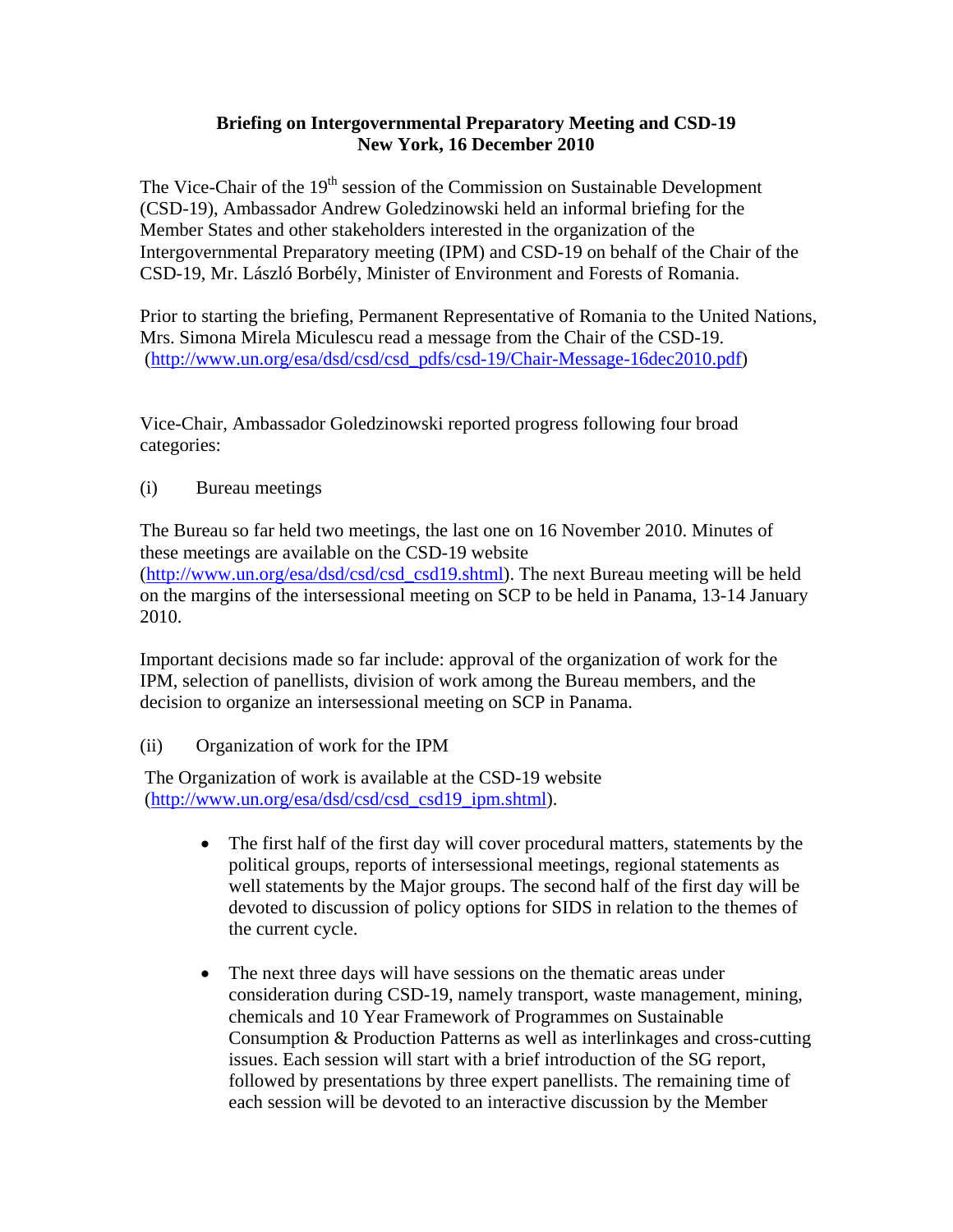**Briefing on Intergovernmental Preparatory Meeting and CSD-19**
**New York, 16 December 2010**

The Vice-Chair of the 19th session of the Commission on Sustainable Development (CSD-19), Ambassador Andrew Goledzinowski held an informal briefing for the Member States and other stakeholders interested in the organization of the Intergovernmental Preparatory meeting (IPM) and CSD-19 on behalf of the Chair of the CSD-19, Mr. László Borbély, Minister of Environment and Forests of Romania.

Prior to starting the briefing, Permanent Representative of Romania to the United Nations, Mrs. Simona Mirela Miculescu read a message from the Chair of the CSD-19. (http://www.un.org/esa/dsd/csd/csd_pdfs/csd-19/Chair-Message-16dec2010.pdf)

Vice-Chair, Ambassador Goledzinowski reported progress following four broad categories:

(i) Bureau meetings

The Bureau so far held two meetings, the last one on 16 November 2010. Minutes of these meetings are available on the CSD-19 website (http://www.un.org/esa/dsd/csd/csd_csd19.shtml). The next Bureau meeting will be held on the margins of the intersessional meeting on SCP to be held in Panama, 13-14 January 2010.

Important decisions made so far include: approval of the organization of work for the IPM, selection of panellists, division of work among the Bureau members, and the decision to organize an intersessional meeting on SCP in Panama.

(ii) Organization of work for the IPM

The Organization of work is available at the CSD-19 website (http://www.un.org/esa/dsd/csd/csd_csd19_ipm.shtml).

- The first half of the first day will cover procedural matters, statements by the political groups, reports of intersessional meetings, regional statements as well statements by the Major groups. The second half of the first day will be devoted to discussion of policy options for SIDS in relation to the themes of the current cycle.
- The next three days will have sessions on the thematic areas under consideration during CSD-19, namely transport, waste management, mining, chemicals and 10 Year Framework of Programmes on Sustainable Consumption & Production Patterns as well as interlinkages and cross-cutting issues. Each session will start with a brief introduction of the SG report, followed by presentations by three expert panellists. The remaining time of each session will be devoted to an interactive discussion by the Member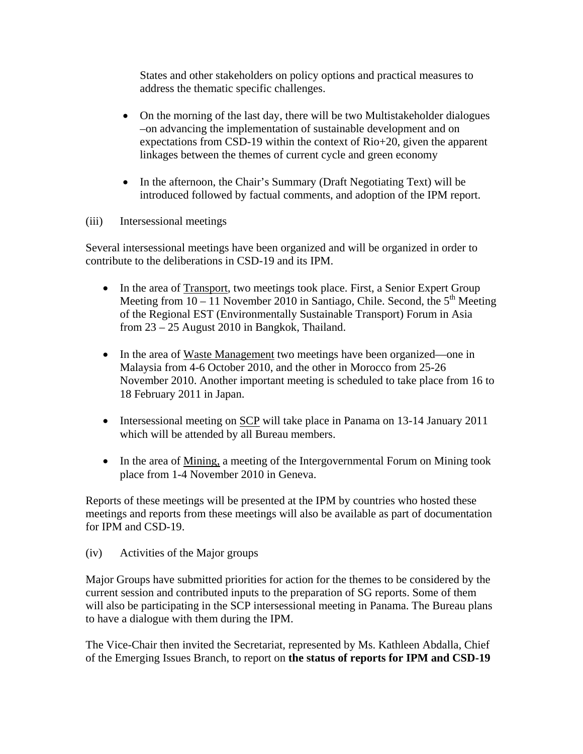States and other stakeholders on policy options and practical measures to address the thematic specific challenges.

- On the morning of the last day, there will be two Multistakeholder dialogues –on advancing the implementation of sustainable development and on expectations from CSD-19 within the context of Rio+20, given the apparent linkages between the themes of current cycle and green economy

- In the afternoon, the Chair's Summary (Draft Negotiating Text) will be introduced followed by factual comments, and adoption of the IPM report.

(iii) Intersessional meetings

Several intersessional meetings have been organized and will be organized in order to contribute to the deliberations in CSD-19 and its IPM.

- In the area of <u>Transport</u>, two meetings took place. First, a Senior Expert Group Meeting from 10 – 11 November 2010 in Santiago, Chile. Second, the 5th Meeting of the Regional EST (Environmentally Sustainable Transport) Forum in Asia from 23 – 25 August 2010 in Bangkok, Thailand.

- In the area of <u>Waste Management</u> two meetings have been organized—one in Malaysia from 4-6 October 2010, and the other in Morocco from 25-26 November 2010. Another important meeting is scheduled to take place from 16 to 18 February 2011 in Japan.

- Intersessional meeting on <u>SCP</u> will take place in Panama on 13-14 January 2011 which will be attended by all Bureau members.

- In the area of <u>Mining,</u> a meeting of the Intergovernmental Forum on Mining took place from 1-4 November 2010 in Geneva.

Reports of these meetings will be presented at the IPM by countries who hosted these meetings and reports from these meetings will also be available as part of documentation for IPM and CSD-19.

(iv) Activities of the Major groups

Major Groups have submitted priorities for action for the themes to be considered by the current session and contributed inputs to the preparation of SG reports. Some of them will also be participating in the SCP intersessional meeting in Panama. The Bureau plans to have a dialogue with them during the IPM.

The Vice-Chair then invited the Secretariat, represented by Ms. Kathleen Abdalla, Chief of the Emerging Issues Branch, to report on **the status of reports for IPM and CSD-19**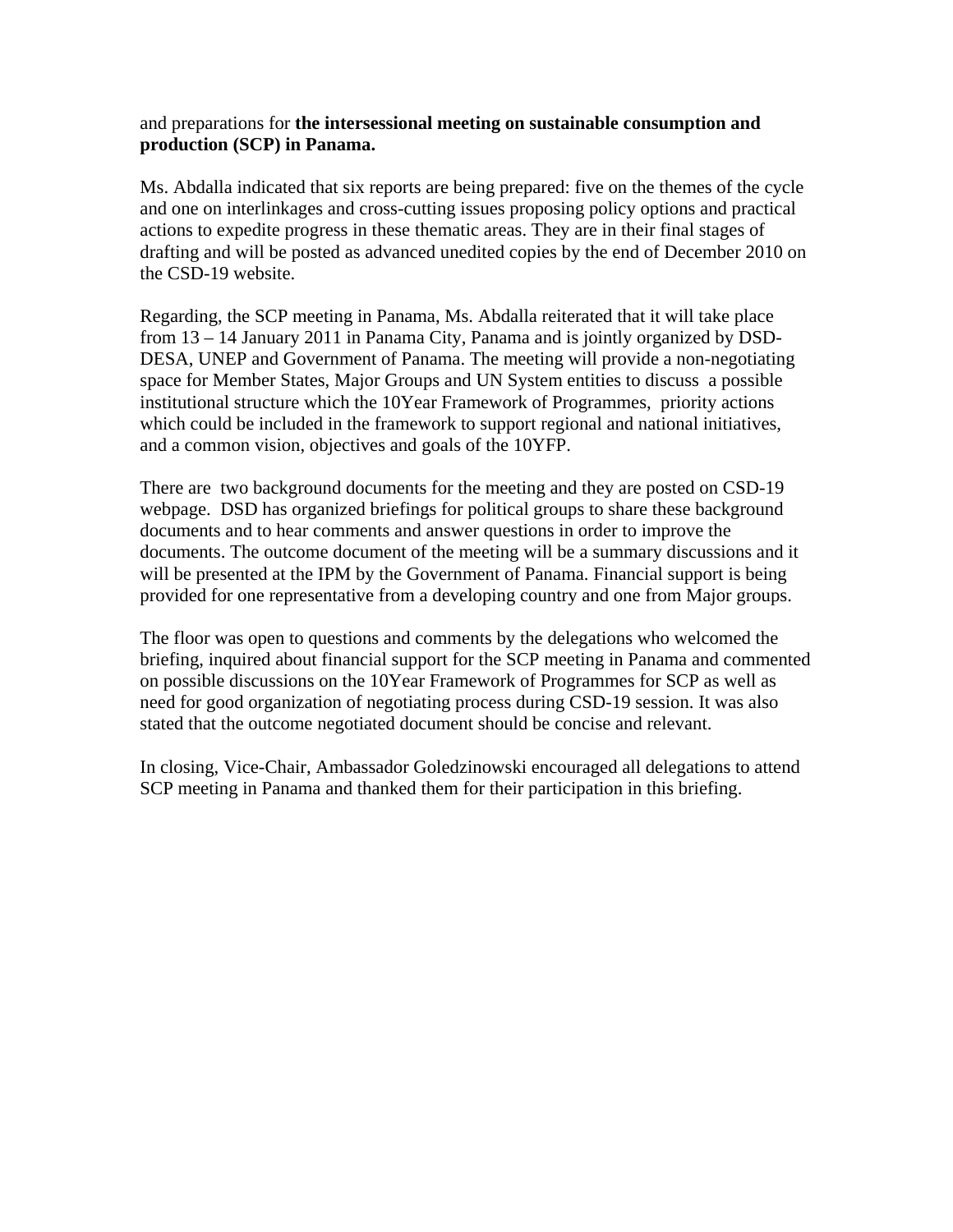and preparations for **the intersessional meeting on sustainable consumption and production (SCP) in Panama.**

Ms. Abdalla indicated that six reports are being prepared: five on the themes of the cycle and one on interlinkages and cross-cutting issues proposing policy options and practical actions to expedite progress in these thematic areas. They are in their final stages of drafting and will be posted as advanced unedited copies by the end of December 2010 on the CSD-19 website.

Regarding, the SCP meeting in Panama, Ms. Abdalla reiterated that it will take place from 13 – 14 January 2011 in Panama City, Panama and is jointly organized by DSD-DESA, UNEP and Government of Panama. The meeting will provide a non-negotiating space for Member States, Major Groups and UN System entities to discuss a possible institutional structure which the 10Year Framework of Programmes, priority actions which could be included in the framework to support regional and national initiatives, and a common vision, objectives and goals of the 10YFP.

There are two background documents for the meeting and they are posted on CSD-19 webpage. DSD has organized briefings for political groups to share these background documents and to hear comments and answer questions in order to improve the documents. The outcome document of the meeting will be a summary discussions and it will be presented at the IPM by the Government of Panama. Financial support is being provided for one representative from a developing country and one from Major groups.

The floor was open to questions and comments by the delegations who welcomed the briefing, inquired about financial support for the SCP meeting in Panama and commented on possible discussions on the 10Year Framework of Programmes for SCP as well as need for good organization of negotiating process during CSD-19 session. It was also stated that the outcome negotiated document should be concise and relevant.

In closing, Vice-Chair, Ambassador Goledzinowski encouraged all delegations to attend SCP meeting in Panama and thanked them for their participation in this briefing.